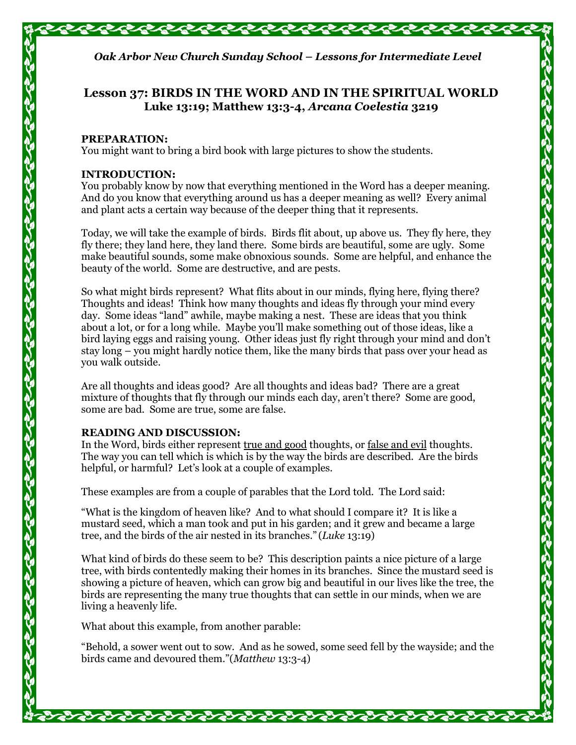*Oak Arbor New Church Sunday School – Lessons for Intermediate Level*

## Lesson 37: BIRDS IN THE WORD AND IN THE SPIRITUAL WORLD
## Luke 13:19; Matthew 13:3-4, *Arcana Coelestia* 3219

**PREPARATION:**
You might want to bring a bird book with large pictures to show the students.

**INTRODUCTION:**
You probably know by now that everything mentioned in the Word has a deeper meaning. And do you know that everything around us has a deeper meaning as well? Every animal and plant acts a certain way because of the deeper thing that it represents.

Today, we will take the example of birds. Birds flit about, up above us. They fly here, they fly there; they land here, they land there. Some birds are beautiful, some are ugly. Some make beautiful sounds, some make obnoxious sounds. Some are helpful, and enhance the beauty of the world. Some are destructive, and are pests.

So what might birds represent? What flits about in our minds, flying here, flying there? Thoughts and ideas! Think how many thoughts and ideas fly through your mind every day. Some ideas "land" awhile, maybe making a nest. These are ideas that you think about a lot, or for a long while. Maybe you'll make something out of those ideas, like a bird laying eggs and raising young. Other ideas just fly right through your mind and don't stay long – you might hardly notice them, like the many birds that pass over your head as you walk outside.

Are all thoughts and ideas good? Are all thoughts and ideas bad? There are a great mixture of thoughts that fly through our minds each day, aren't there? Some are good, some are bad. Some are true, some are false.

**READING AND DISCUSSION:**
In the Word, birds either represent <u>true and good</u> thoughts, or <u>false and evil</u> thoughts. The way you can tell which is which is by the way the birds are described. Are the birds helpful, or harmful? Let's look at a couple of examples.

These examples are from a couple of parables that the Lord told. The Lord said:

"What is the kingdom of heaven like? And to what should I compare it? It is like a mustard seed, which a man took and put in his garden; and it grew and became a large tree, and the birds of the air nested in its branches." (*Luke* 13:19)

What kind of birds do these seem to be? This description paints a nice picture of a large tree, with birds contentedly making their homes in its branches. Since the mustard seed is showing a picture of heaven, which can grow big and beautiful in our lives like the tree, the birds are representing the many true thoughts that can settle in our minds, when we are living a heavenly life.

What about this example, from another parable:

"Behold, a sower went out to sow. And as he sowed, some seed fell by the wayside; and the birds came and devoured them."(*Matthew* 13:3-4)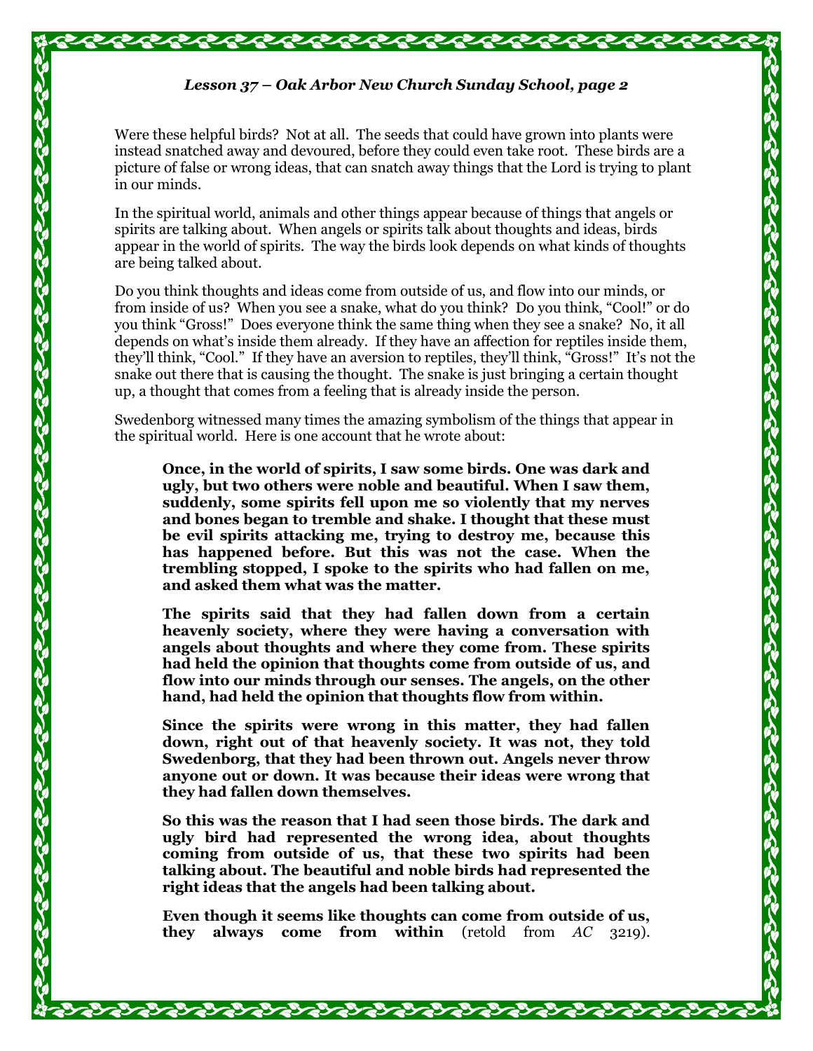Were these helpful birds? Not at all. The seeds that could have grown into plants were instead snatched away and devoured, before they could even take root. These birds are a picture of false or wrong ideas, that can snatch away things that the Lord is trying to plant in our minds.

In the spiritual world, animals and other things appear because of things that angels or spirits are talking about. When angels or spirits talk about thoughts and ideas, birds appear in the world of spirits. The way the birds look depends on what kinds of thoughts are being talked about.

Do you think thoughts and ideas come from outside of us, and flow into our minds, or from inside of us? When you see a snake, what do you think? Do you think, "Cool!" or do you think "Gross!" Does everyone think the same thing when they see a snake? No, it all depends on what's inside them already. If they have an affection for reptiles inside them, they'll think, "Cool." If they have an aversion to reptiles, they'll think, "Gross!" It's not the snake out there that is causing the thought. The snake is just bringing a certain thought up, a thought that comes from a feeling that is already inside the person.

Swedenborg witnessed many times the amazing symbolism of the things that appear in the spiritual world. Here is one account that he wrote about:

> **Once, in the world of spirits, I saw some birds. One was dark and ugly, but two others were noble and beautiful. When I saw them, suddenly, some spirits fell upon me so violently that my nerves and bones began to tremble and shake. I thought that these must be evil spirits attacking me, trying to destroy me, because this has happened before. But this was not the case. When the trembling stopped, I spoke to the spirits who had fallen on me, and asked them what was the matter.**
>
> **The spirits said that they had fallen down from a certain heavenly society, where they were having a conversation with angels about thoughts and where they come from. These spirits had held the opinion that thoughts come from outside of us, and flow into our minds through our senses. The angels, on the other hand, had held the opinion that thoughts flow from within.**
>
> **Since the spirits were wrong in this matter, they had fallen down, right out of that heavenly society. It was not, they told Swedenborg, that they had been thrown out. Angels never throw anyone out or down. It was because their ideas were wrong that they had fallen down themselves.**
>
> **So this was the reason that I had seen those birds. The dark and ugly bird had represented the wrong idea, about thoughts coming from outside of us, that these two spirits had been talking about. The beautiful and noble birds had represented the right ideas that the angels had been talking about.**
>
> **Even though it seems like thoughts can come from outside of us, they always come from within** (retold from *AC* 3219).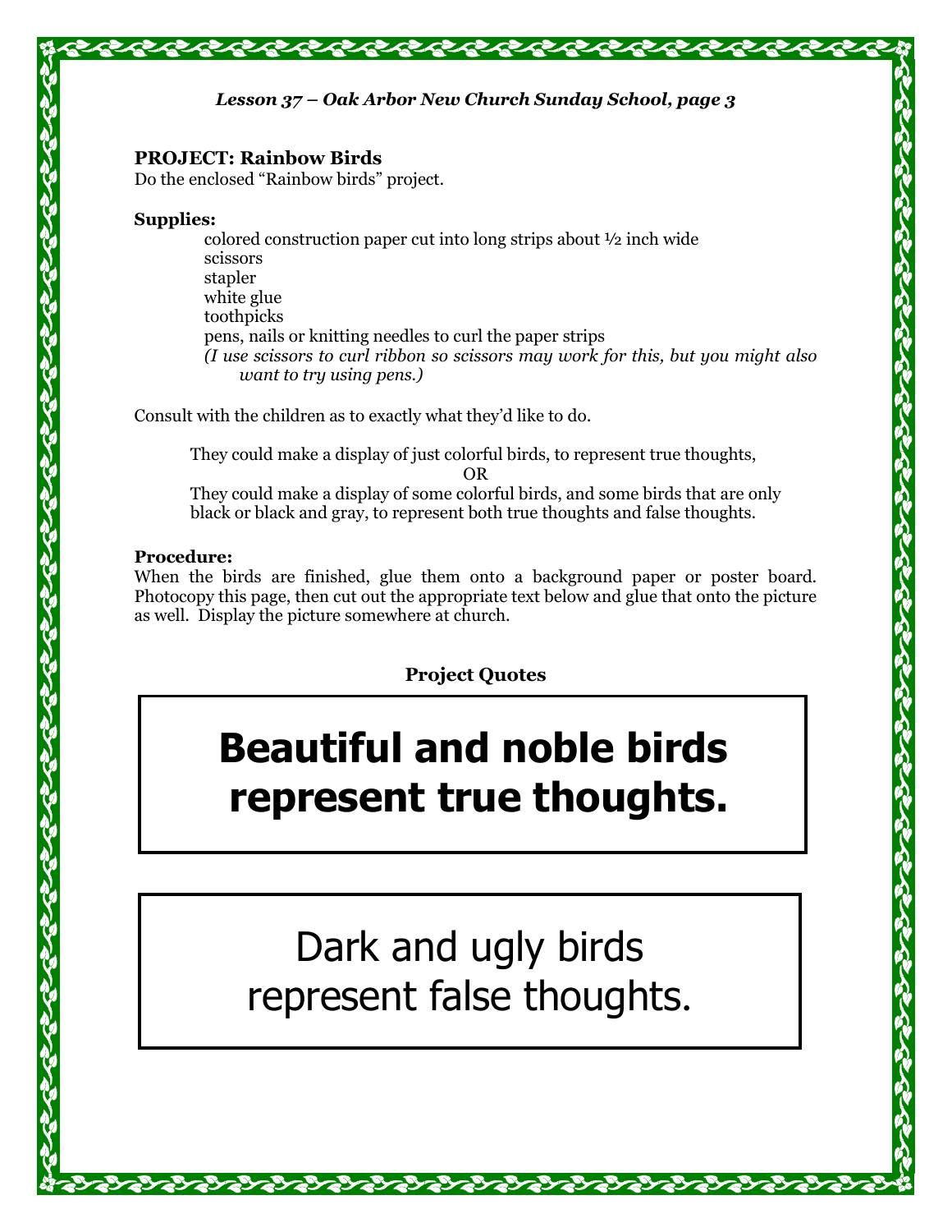**PROJECT: Rainbow Birds**
Do the enclosed "Rainbow birds" project.

**Supplies:**

- colored construction paper cut into long strips about ½ inch wide
- scissors
- stapler
- white glue
- toothpicks
- pens, nails or knitting needles to curl the paper strips

*(I use scissors to curl ribbon so scissors may work for this, but you might also want to try using pens.)*

Consult with the children as to exactly what they'd like to do.

They could make a display of just colorful birds, to represent true thoughts,

OR

They could make a display of some colorful birds, and some birds that are only black or black and gray, to represent both true thoughts and false thoughts.

**Procedure:**
When the birds are finished, glue them onto a background paper or poster board. Photocopy this page, then cut out the appropriate text below and glue that onto the picture as well. Display the picture somewhere at church.

**Project Quotes**

**Beautiful and noble birds represent true thoughts.**

Dark and ugly birds represent false thoughts.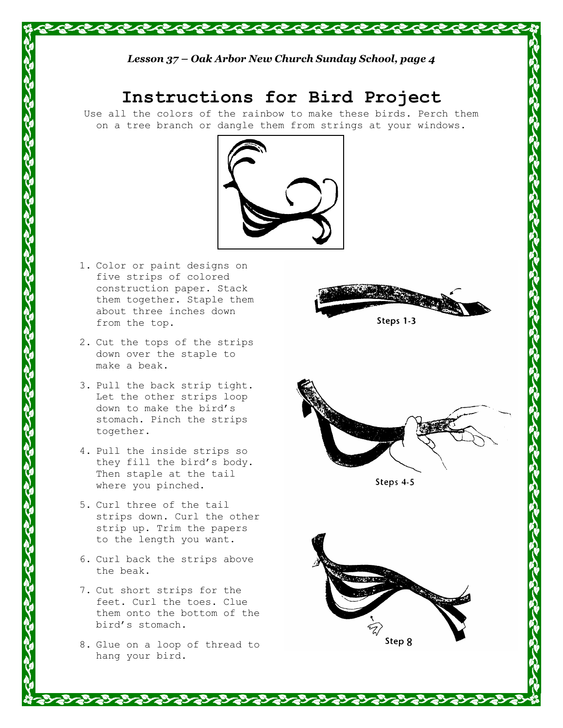# Instructions for Bird Project

Use all the colors of the rainbow to make these birds. Perch them on a tree branch or dangle them from strings at your windows.

1. Color or paint designs on five strips of colored construction paper. Stack them together. Staple them about three inches down from the top.
2. Cut the tops of the strips down over the staple to make a beak.
3. Pull the back strip tight. Let the other strips loop down to make the bird's stomach. Pinch the strips together.
4. Pull the inside strips so they fill the bird's body. Then staple at the tail where you pinched.
5. Curl three of the tail strips down. Curl the other strip up. Trim the papers to the length you want.
6. Curl back the strips above the beak.
7. Cut short strips for the feet. Curl the toes. Clue them onto the bottom of the bird's stomach.
8. Glue on a loop of thread to hang your bird.

Steps 1-3

Steps 4-5

Step 8